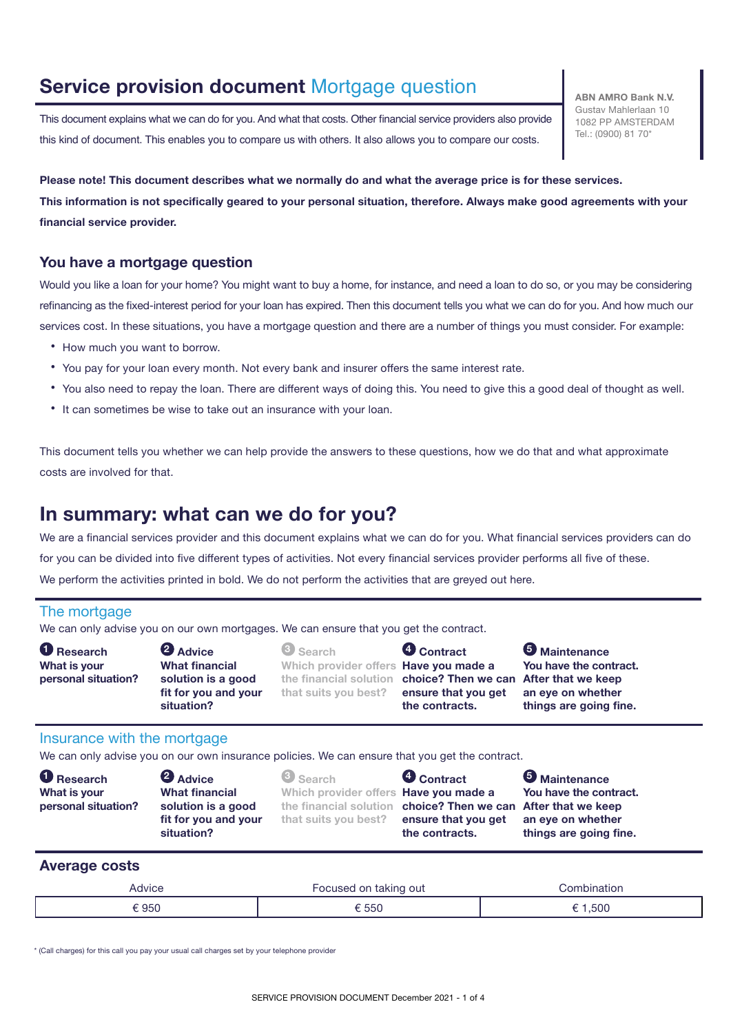# Service provision document Mortgage question

This document explains what we can do for you. And what that costs. Other financial service providers also provide this kind of document. This enables you to compare us with others. It also allows you to compare our costs.

**ABN AMRO Bank N.V.**
Gustav Mahlerlaan 10
1082 PP AMSTERDAM
Tel.: (0900) 81 70*

**Please note! This document describes what we normally do and what the average price is for these services.**
**This information is not specifically geared to your personal situation, therefore. Always make good agreements with your financial service provider.**

## You have a mortgage question

Would you like a loan for your home? You might want to buy a home, for instance, and need a loan to do so, or you may be considering refinancing as the fixed-interest period for your loan has expired. Then this document tells you what we can do for you. And how much our services cost. In these situations, you have a mortgage question and there are a number of things you must consider. For example:

- How much you want to borrow.
- You pay for your loan every month. Not every bank and insurer offers the same interest rate.
- You also need to repay the loan. There are different ways of doing this. You need to give this a good deal of thought as well.
- It can sometimes be wise to take out an insurance with your loan.

This document tells you whether we can help provide the answers to these questions, how we do that and what approximate costs are involved for that.

# In summary: what can we do for you?

We are a financial services provider and this document explains what we can do for you. What financial services providers can do for you can be divided into five different types of activities. Not every financial services provider performs all five of these. We perform the activities printed in bold. We do not perform the activities that are greyed out here.

### The mortgage

We can only advise you on our own mortgages. We can ensure that you get the contract.

| **1 Research** | **2 Advice** | 3 Search | **4 Contract** | **5 Maintenance** |
|---|---|---|---|---|
| **What is your personal situation?** | **What financial solution is a good fit for you and your situation?** | Which provider offers the financial solution that suits you best? | **Have you made a choice? Then we can ensure that you get the contracts.** | **You have the contract. After that we keep an eye on whether things are going fine.** |

### Insurance with the mortgage

We can only advise you on our own insurance policies. We can ensure that you get the contract.

| **1 Research** | **2 Advice** | 3 Search | **4 Contract** | **5 Maintenance** |
|---|---|---|---|---|
| **What is your personal situation?** | **What financial solution is a good fit for you and your situation?** | Which provider offers the financial solution that suits you best? | **Have you made a choice? Then we can ensure that you get the contracts.** | **You have the contract. After that we keep an eye on whether things are going fine.** |

### Average costs

| Advice | Focused on taking out | Combination |
|---|---|---|
| € 950 | € 550 | € 1,500 |

\* (Call charges) for this call you pay your usual call charges set by your telephone provider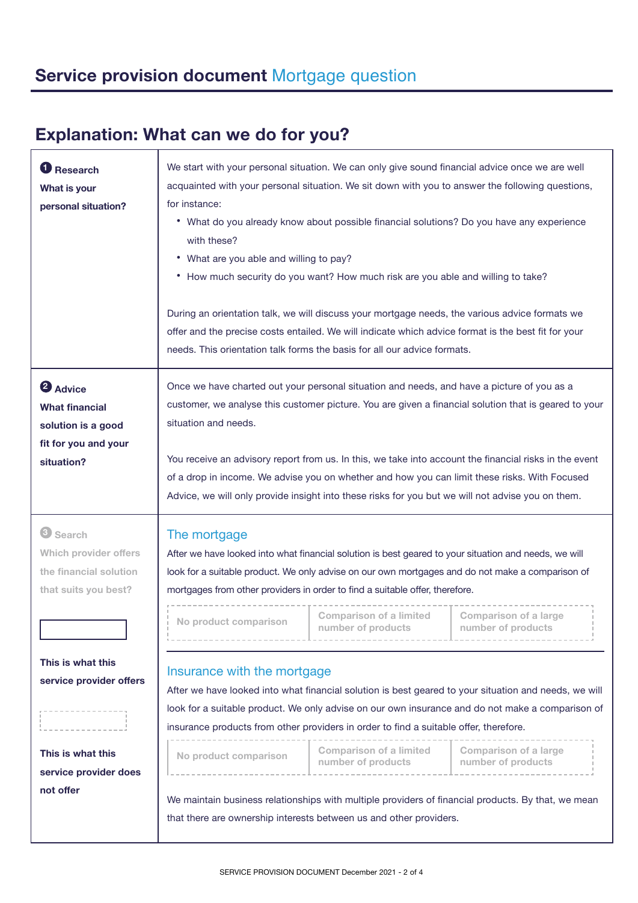# Service provision document Mortgage question

## Explanation: What can we do for you?

### 1 Research

**What is your personal situation?**

We start with your personal situation. We can only give sound financial advice once we are well acquainted with your personal situation. We sit down with you to answer the following questions, for instance:

- What do you already know about possible financial solutions? Do you have any experience with these?
- What are you able and willing to pay?
- How much security do you want? How much risk are you able and willing to take?

During an orientation talk, we will discuss your mortgage needs, the various advice formats we offer and the precise costs entailed. We will indicate which advice format is the best fit for your needs. This orientation talk forms the basis for all our advice formats.

### 2 Advice

**What financial solution is a good fit for you and your situation?**

Once we have charted out your personal situation and needs, and have a picture of you as a customer, we analyse this customer picture. You are given a financial solution that is geared to your situation and needs.

You receive an advisory report from us. In this, we take into account the financial risks in the event of a drop in income. We advise you on whether and how you can limit these risks. With Focused Advice, we will only provide insight into these risks for you but we will not advise you on them.

### 3 Search

**Which provider offers the financial solution that suits you best?**

(Solid box) **This is what this service provider offers**

(Dashed box) **This is what this service provider does not offer**

#### The mortgage

After we have looked into what financial solution is best geared to your situation and needs, we will look for a suitable product. We only advise on our own mortgages and do not make a comparison of mortgages from other providers in order to find a suitable offer, therefore.

| No product comparison | Comparison of a limited number of products | Comparison of a large number of products |
|---|---|---|

#### Insurance with the mortgage

After we have looked into what financial solution is best geared to your situation and needs, we will look for a suitable product. We only advise on our own insurance and do not make a comparison of insurance products from other providers in order to find a suitable offer, therefore.

| No product comparison | Comparison of a limited number of products | Comparison of a large number of products |
|---|---|---|

We maintain business relationships with multiple providers of financial products. By that, we mean that there are ownership interests between us and other providers.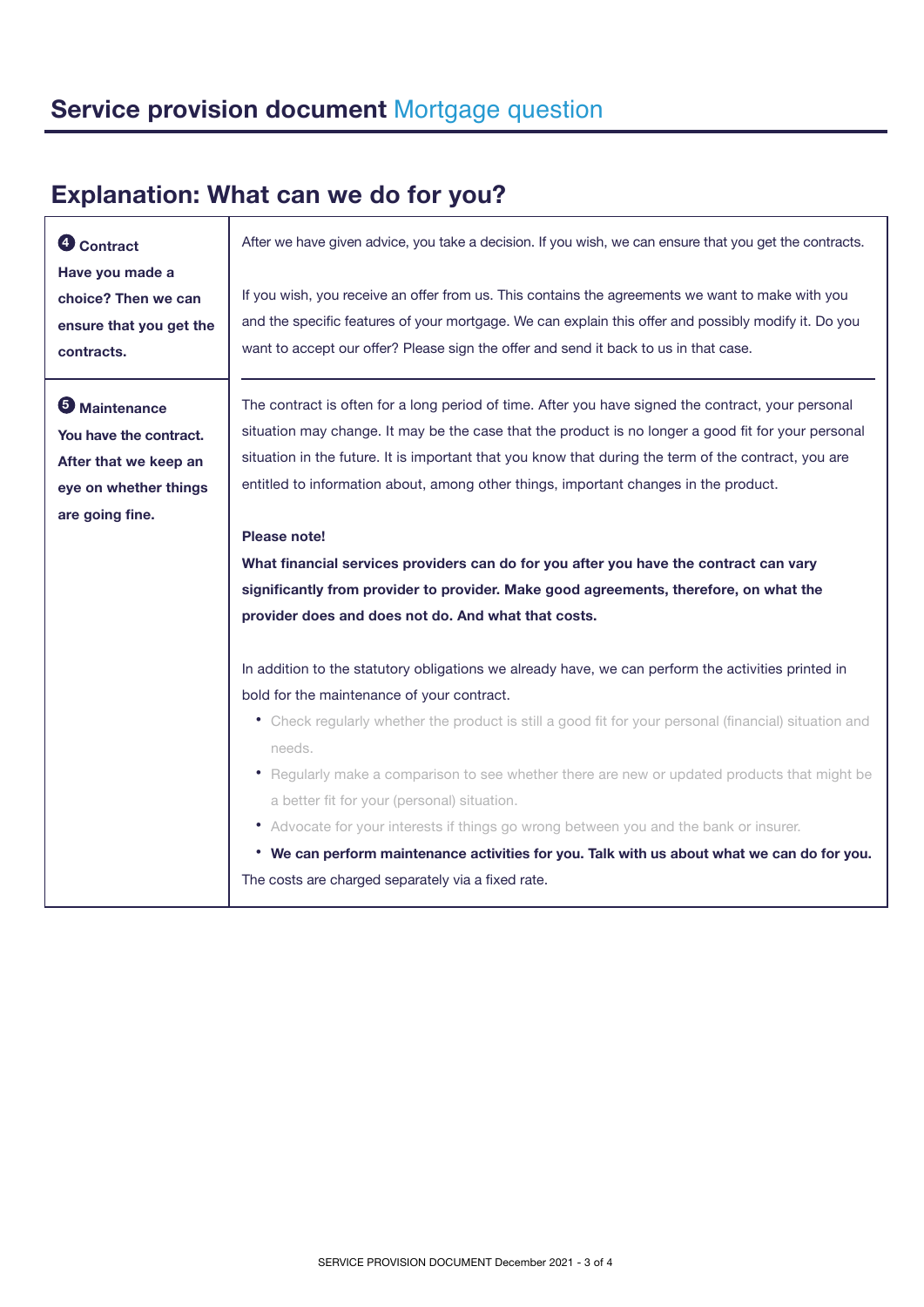# Service provision document Mortgage question

## Explanation: What can we do for you?

| | |
|---|---|
| **❹ Contract**<br>**Have you made a choice? Then we can ensure that you get the contracts.** | After we have given advice, you take a decision. If you wish, we can ensure that you get the contracts.<br><br>If you wish, you receive an offer from us. This contains the agreements we want to make with you and the specific features of your mortgage. We can explain this offer and possibly modify it. Do you want to accept our offer? Please sign the offer and send it back to us in that case. |
| **❺ Maintenance**<br>**You have the contract. After that we keep an eye on whether things are going fine.** | The contract is often for a long period of time. After you have signed the contract, your personal situation may change. It may be the case that the product is no longer a good fit for your personal situation in the future. It is important that you know that during the term of the contract, you are entitled to information about, among other things, important changes in the product.<br><br>**Please note!**<br>**What financial services providers can do for you after you have the contract can vary significantly from provider to provider. Make good agreements, therefore, on what the provider does and does not do. And what that costs.**<br><br>In addition to the statutory obligations we already have, we can perform the activities printed in bold for the maintenance of your contract.<br>• Check regularly whether the product is still a good fit for your personal (financial) situation and needs.<br>• Regularly make a comparison to see whether there are new or updated products that might be a better fit for your (personal) situation.<br>• Advocate for your interests if things go wrong between you and the bank or insurer.<br>• **We can perform maintenance activities for you. Talk with us about what we can do for you.**<br>The costs are charged separately via a fixed rate. |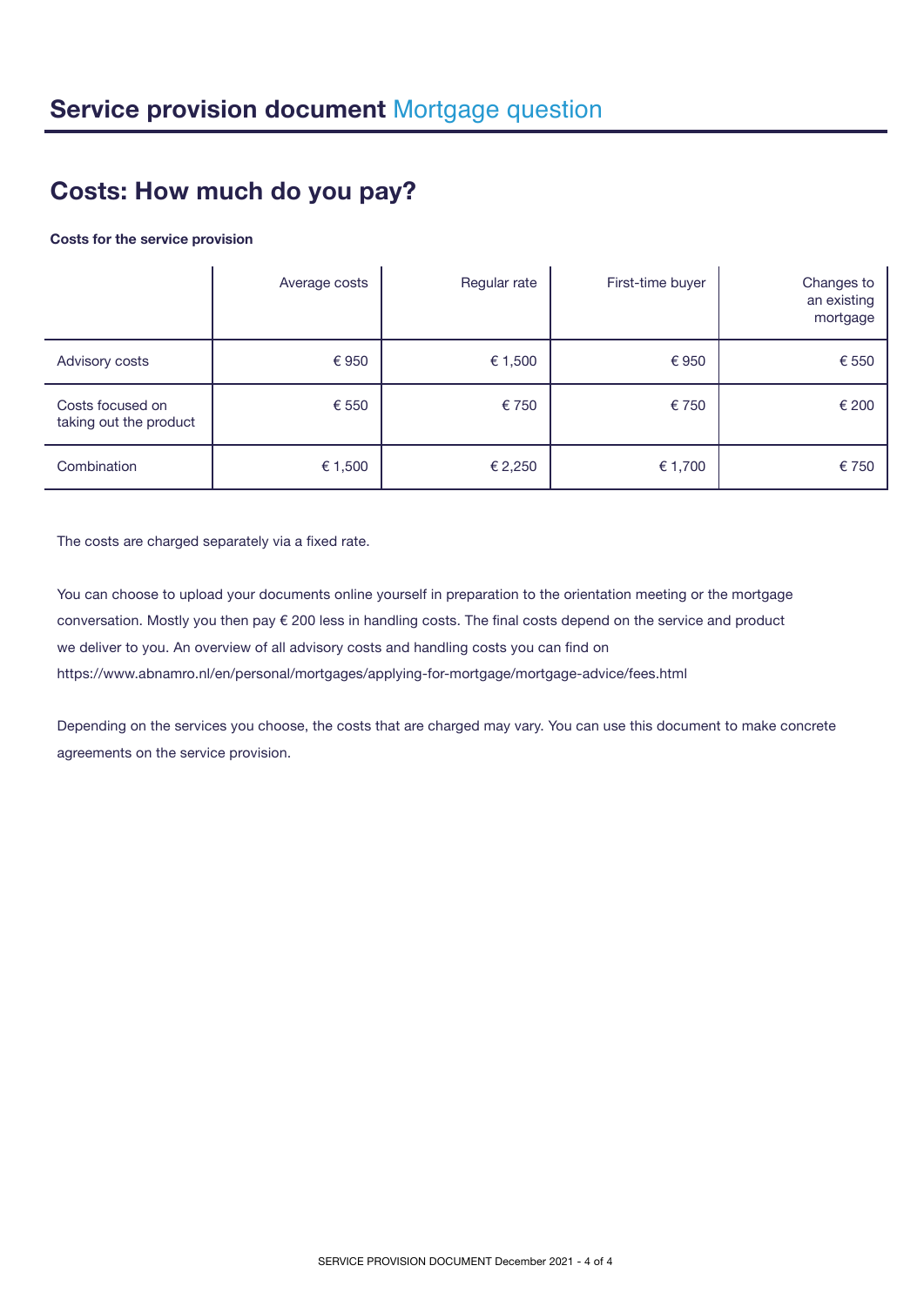# Service provision document Mortgage question

## Costs: How much do you pay?

**Costs for the service provision**

| | Average costs | Regular rate | First-time buyer | Changes to an existing mortgage |
|---|---|---|---|---|
| Advisory costs | € 950 | € 1,500 | € 950 | € 550 |
| Costs focused on taking out the product | € 550 | € 750 | € 750 | € 200 |
| Combination | € 1,500 | € 2,250 | € 1,700 | € 750 |

The costs are charged separately via a fixed rate.

You can choose to upload your documents online yourself in preparation to the orientation meeting or the mortgage conversation. Mostly you then pay € 200 less in handling costs. The final costs depend on the service and product we deliver to you. An overview of all advisory costs and handling costs you can find on https://www.abnamro.nl/en/personal/mortgages/applying-for-mortgage/mortgage-advice/fees.html

Depending on the services you choose, the costs that are charged may vary. You can use this document to make concrete agreements on the service provision.